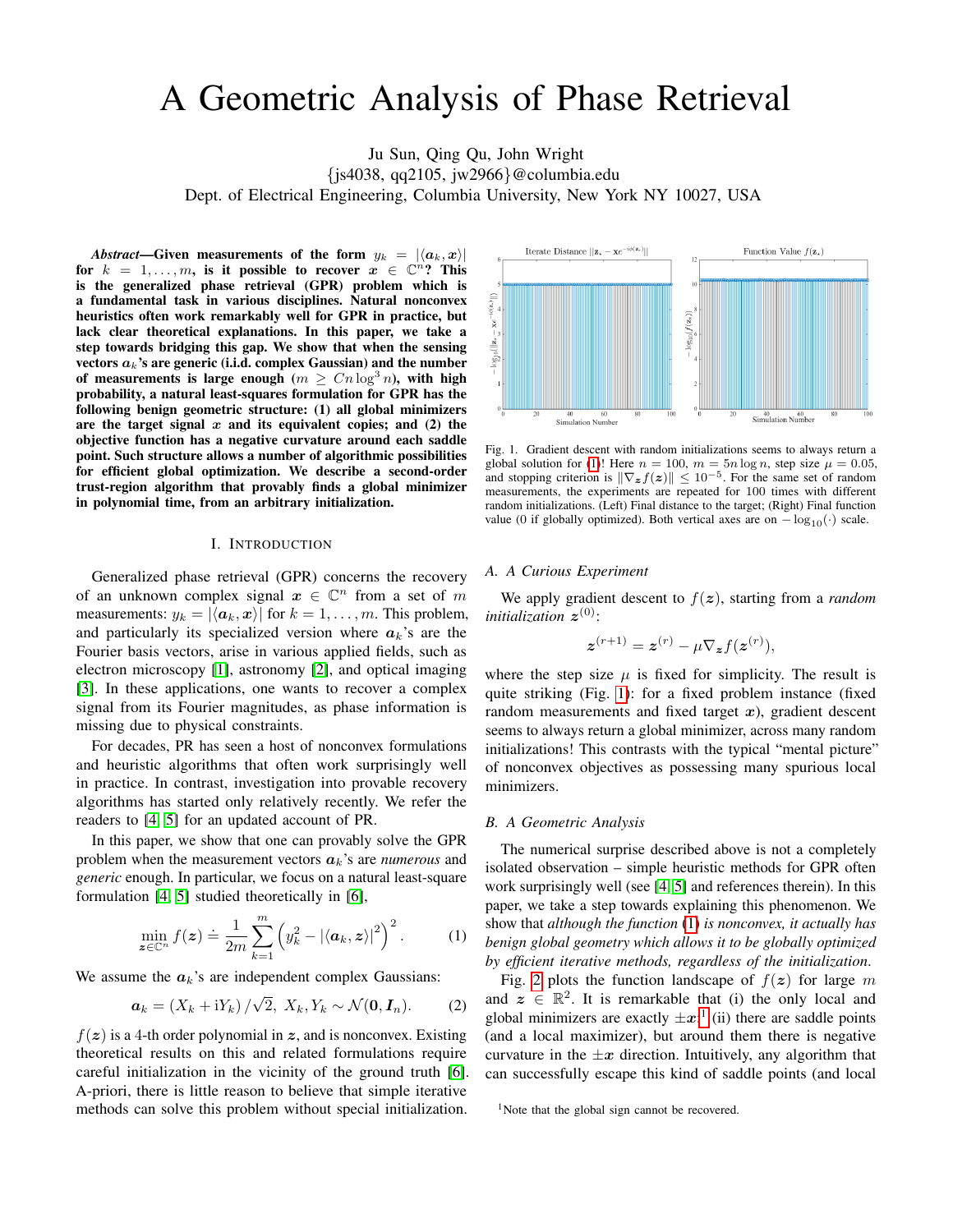# A Geometric Analysis of Phase Retrieval

Ju Sun, Qing Qu, John Wright
{js4038, qq2105, jw2966}@columbia.edu
Dept. of Electrical Engineering, Columbia University, New York NY 10027, USA

***Abstract*—Given measurements of the form $y_k = |\langle \boldsymbol{a}_k, \boldsymbol{x} \rangle|$ for $k = 1, \dots, m$, is it possible to recover $\boldsymbol{x} \in \mathbb{C}^n$? This is the generalized phase retrieval (GPR) problem which is a fundamental task in various disciplines. Natural nonconvex heuristics often work remarkably well for GPR in practice, but lack clear theoretical explanations. In this paper, we take a step towards bridging this gap. We show that when the sensing vectors $\boldsymbol{a}_k$'s are generic (i.i.d. complex Gaussian) and the number of measurements is large enough ($m \geq Cn \log^3 n$), with high probability, a natural least-squares formulation for GPR has the following benign geometric structure: (1) all global minimizers are the target signal $\boldsymbol{x}$ and its equivalent copies; and (2) the objective function has a negative curvature around each saddle point. Such structure allows a number of algorithmic possibilities for efficient global optimization. We describe a second-order trust-region algorithm that provably finds a global minimizer in polynomial time, from an arbitrary initialization.**

## I. Introduction

Generalized phase retrieval (GPR) concerns the recovery of an unknown complex signal $\boldsymbol{x} \in \mathbb{C}^n$ from a set of $m$ measurements: $y_k = |\langle \boldsymbol{a}_k, \boldsymbol{x} \rangle|$ for $k = 1, \dots, m$. This problem, and particularly its specialized version where $\boldsymbol{a}_k$'s are the Fourier basis vectors, arise in various applied fields, such as electron microscopy [1], astronomy [2], and optical imaging [3]. In these applications, one wants to recover a complex signal from its Fourier magnitudes, as phase information is missing due to physical constraints.

For decades, PR has seen a host of nonconvex formulations and heuristic algorithms that often work surprisingly well in practice. In contrast, investigation into provable recovery algorithms has started only relatively recently. We refer the readers to [4, 5] for an updated account of PR.

In this paper, we show that one can provably solve the GPR problem when the measurement vectors $\boldsymbol{a}_k$'s are *numerous* and *generic* enough. In particular, we focus on a natural least-square formulation [4, 5] studied theoretically in [6],

$$\min_{\boldsymbol{z} \in \mathbb{C}^n} f(\boldsymbol{z}) \doteq \frac{1}{2m} \sum_{k=1}^{m} \left( y_k^2 - |\langle \boldsymbol{a}_k, \boldsymbol{z} \rangle|^2 \right)^2. \tag{1}$$

We assume the $\boldsymbol{a}_k$'s are independent complex Gaussians:

$$\boldsymbol{a}_k = (X_k + \mathrm{i} Y_k) / \sqrt{2}, \; X_k, Y_k \sim \mathcal{N}(\boldsymbol{0}, \boldsymbol{I}_n). \tag{2}$$

$f(\boldsymbol{z})$ is a 4-th order polynomial in $\boldsymbol{z}$, and is nonconvex. Existing theoretical results on this and related formulations require careful initialization in the vicinity of the ground truth [6]. A-priori, there is little reason to believe that simple iterative methods can solve this problem without special initialization.

Fig. 1. Gradient descent with random initializations seems to always return a global solution for (1)! Here $n = 100$, $m = 5n \log n$, step size $\mu = 0.05$, and stopping criterion is $\|\nabla_{\boldsymbol{z}} f(\boldsymbol{z})\| \leq 10^{-5}$. For the same set of random measurements, the experiments are repeated for 100 times with different random initializations. (Left) Final distance to the target; (Right) Final function value (0 if globally optimized). Both vertical axes are on $-\log_{10}(\cdot)$ scale.

### A. A Curious Experiment

We apply gradient descent to $f(\boldsymbol{z})$, starting from a *random initialization* $\boldsymbol{z}^{(0)}$:

$$\boldsymbol{z}^{(r+1)} = \boldsymbol{z}^{(r)} - \mu \nabla_{\boldsymbol{z}} f(\boldsymbol{z}^{(r)}),$$

where the step size $\mu$ is fixed for simplicity. The result is quite striking (Fig. 1): for a fixed problem instance (fixed random measurements and fixed target $\boldsymbol{x}$), gradient descent seems to always return a global minimizer, across many random initializations! This contrasts with the typical "mental picture" of nonconvex objectives as possessing many spurious local minimizers.

### B. A Geometric Analysis

The numerical surprise described above is not a completely isolated observation – simple heuristic methods for GPR often work surprisingly well (see [4, 5] and references therein). In this paper, we take a step towards explaining this phenomenon. We show that *although the function (1) is nonconvex, it actually has benign global geometry which allows it to be globally optimized by efficient iterative methods, regardless of the initialization.*

Fig. 2 plots the function landscape of $f(\boldsymbol{z})$ for large $m$ and $\boldsymbol{z} \in \mathbb{R}^2$. It is remarkable that (i) the only local and global minimizers are exactly $\pm \boldsymbol{x}$;[1] (ii) there are saddle points (and a local maximizer), but around them there is negative curvature in the $\pm \boldsymbol{x}$ direction. Intuitively, any algorithm that can successfully escape this kind of saddle points (and local

[1] Note that the global sign cannot be recovered.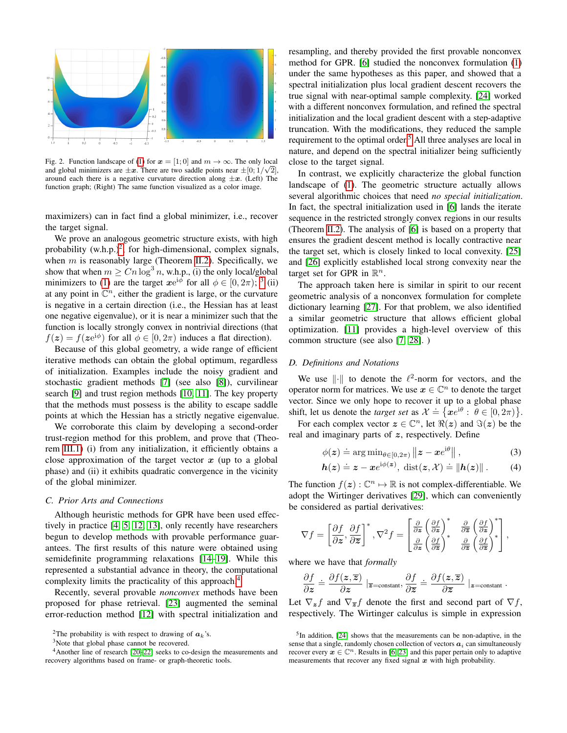Fig. 2. Function landscape of (1) for $\boldsymbol{x} = [1; 0]$ and $m \to \infty$. The only local and global minimizers are $\pm\boldsymbol{x}$. There are two saddle points near $\pm[0; 1/\sqrt{2}]$, around each there is a negative curvature direction along $\pm\boldsymbol{x}$. (Left) The function graph; (Right) The same function visualized as a color image.

maximizers) can in fact find a global minimizer, i.e., recover the target signal.

We prove an analogous geometric structure exists, with high probability (w.h.p.)[2], for high-dimensional, complex signals, when $m$ is reasonably large (Theorem II.2). Specifically, we show that when $m \geq Cn\log^3 n$, w.h.p., (i) the only local/global minimizers to (1) are the target $\boldsymbol{x}e^{\mathrm{i}\phi}$ for all $\phi \in [0, 2\pi)$; [3] (ii) at any point in $\mathbb{C}^n$, either the gradient is large, or the curvature is negative in a certain direction (i.e., the Hessian has at least one negative eigenvalue), or it is near a minimizer such that the function is locally strongly convex in nontrivial directions (that $f(\boldsymbol{z}) = f(\boldsymbol{z}e^{\mathrm{i}\phi})$ for all $\phi \in [0, 2\pi)$ induces a flat direction).

Because of this global geometry, a wide range of efficient iterative methods can obtain the global optimum, regardless of initialization. Examples include the noisy gradient and stochastic gradient methods [7] (see also [8]), curvilinear search [9] and trust region methods [10, 11]. The key property that the methods must possess is the ability to escape saddle points at which the Hessian has a strictly negative eigenvalue.

We corroborate this claim by developing a second-order trust-region method for this problem, and prove that (Theorem III.1) (i) from any initialization, it efficiently obtains a close approximation of the target vector $\boldsymbol{x}$ (up to a global phase) and (ii) it exhibits quadratic convergence in the vicinity of the global minimizer.

### C. Prior Arts and Connections

Although heuristic methods for GPR have been used effectively in practice [4, 5, 12, 13], only recently have researchers begun to develop methods with provable performance guarantees. The first results of this nature were obtained using semidefinite programming relaxations [14–19]. While this represented a substantial advance in theory, the computational complexity limits the practicality of this approach.[4]

Recently, several provable *nonconvex* methods have been proposed for phase retrieval. [23] augmented the seminal error-reduction method [12] with spectral initialization and resampling, and thereby provided the first provable nonconvex method for GPR. [6] studied the nonconvex formulation (1) under the same hypotheses as this paper, and showed that a spectral initialization plus local gradient descent recovers the true signal with near-optimal sample complexity. [24] worked with a different nonconvex formulation, and refined the spectral initialization and the local gradient descent with a step-adaptive truncation. With the modifications, they reduced the sample requirement to the optimal order.[5] All three analyses are local in nature, and depend on the spectral initializer being sufficiently close to the target signal.

In contrast, we explicitly characterize the global function landscape of (1). The geometric structure actually allows several algorithmic choices that need *no special initialization*. In fact, the spectral initialization used in [6] lands the iterate sequence in the restricted strongly convex regions in our results (Theorem II.2). The analysis of [6] is based on a property that ensures the gradient descent method is locally contractive near the target set, which is closely linked to local convexity. [25] and [26] explicitly established local strong convexity near the target set for GPR in $\mathbb{R}^n$.

The approach taken here is similar in spirit to our recent geometric analysis of a nonconvex formulation for complete dictionary learning [27]. For that problem, we also identified a similar geometric structure that allows efficient global optimization. [11] provides a high-level overview of this common structure (see also [7, 28]. )

### D. Definitions and Notations

We use $\|\cdot\|$ to denote the $\ell^2$-norm for vectors, and the operator norm for matrices. We use $\boldsymbol{x} \in \mathbb{C}^n$ to denote the target vector. Since we only hope to recover it up to a global phase shift, let us denote the *target set* as $\mathcal{X} \doteq \{\boldsymbol{x}e^{\mathrm{i}\theta} : \theta \in [0, 2\pi)\}$.

For each complex vector $\boldsymbol{z} \in \mathbb{C}^n$, let $\Re(\boldsymbol{z})$ and $\Im(\boldsymbol{z})$ be the real and imaginary parts of $\boldsymbol{z}$, respectively. Define

$$\phi(\boldsymbol{z}) \doteq \arg\min_{\theta \in [0, 2\pi)} \left\|\boldsymbol{z} - \boldsymbol{x}e^{\mathrm{i}\theta}\right\|, \tag{3}$$

$$\boldsymbol{h}(\boldsymbol{z}) \doteq \boldsymbol{z} - \boldsymbol{x}e^{\mathrm{i}\phi(\boldsymbol{z})}, \ \mathrm{dist}(\boldsymbol{z}, \mathcal{X}) \doteq \|\boldsymbol{h}(\boldsymbol{z})\|. \tag{4}$$

The function $f(\boldsymbol{z}) : \mathbb{C}^n \mapsto \mathbb{R}$ is not complex-differentiable. We adopt the Wirtinger derivatives [29], which can conveniently be considered as partial derivatives:

$$\nabla f = \left[\frac{\partial f}{\partial \boldsymbol{z}}, \frac{\partial f}{\partial \overline{\boldsymbol{z}}}\right]^*, \nabla^2 f = \begin{bmatrix} \frac{\partial}{\partial \boldsymbol{z}}\left(\frac{\partial f}{\partial \boldsymbol{z}}\right)^* & \frac{\partial}{\partial \overline{\boldsymbol{z}}}\left(\frac{\partial f}{\partial \boldsymbol{z}}\right)^* \\ \frac{\partial}{\partial \boldsymbol{z}}\left(\frac{\partial f}{\partial \overline{\boldsymbol{z}}}\right)^* & \frac{\partial}{\partial \overline{\boldsymbol{z}}}\left(\frac{\partial f}{\partial \overline{\boldsymbol{z}}}\right)^* \end{bmatrix},$$

where we have that *formally*

$$\frac{\partial f}{\partial \boldsymbol{z}} \doteq \frac{\partial f(\boldsymbol{z}, \overline{\boldsymbol{z}})}{\partial \boldsymbol{z}} \Big|_{\overline{\boldsymbol{z}} = \text{constant}}, \ \frac{\partial f}{\partial \overline{\boldsymbol{z}}} \doteq \frac{\partial f(\boldsymbol{z}, \overline{\boldsymbol{z}})}{\partial \overline{\boldsymbol{z}}} \Big|_{\boldsymbol{z} = \text{constant}}.$$

Let $\nabla_{\boldsymbol{z}} f$ and $\nabla_{\overline{\boldsymbol{z}}} f$ denote the first and second part of $\nabla f$, respectively. The Wirtinger calculus is simple in expression

[2] The probability is with respect to drawing of $\boldsymbol{a}_k$'s.

[3] Note that global phase cannot be recovered.

[4] Another line of research [20–22] seeks to co-design the measurements and recovery algorithms based on frame- or graph-theoretic tools.

[5] In addition, [24] shows that the measurements can be non-adaptive, in the sense that a single, randomly chosen collection of vectors $\boldsymbol{a}_i$ can simultaneously recover every $\boldsymbol{x} \in \mathbb{C}^n$. Results in [6, 23] and this paper pertain only to adaptive measurements that recover any fixed signal $\boldsymbol{x}$ with high probability.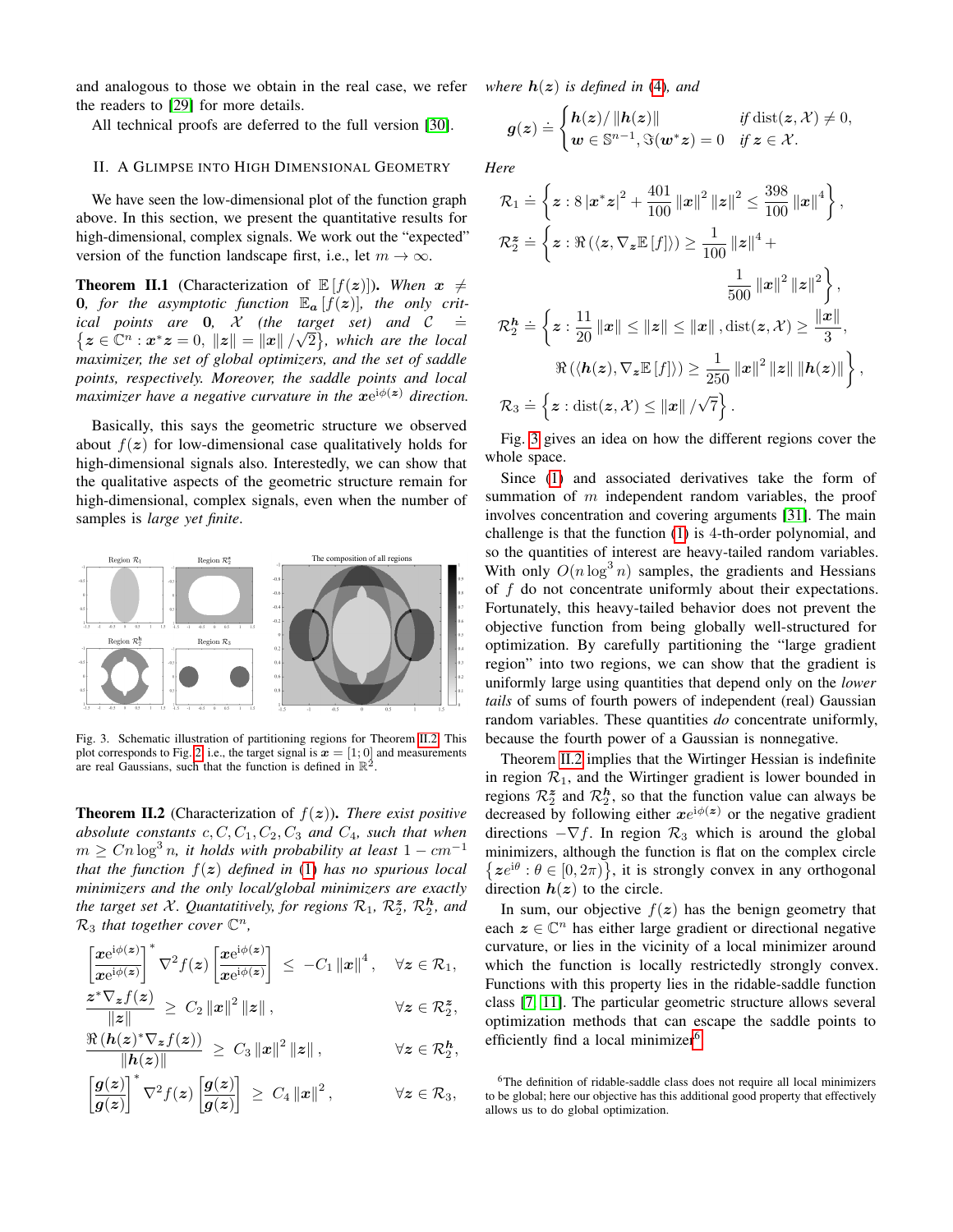and analogous to those we obtain in the real case, we refer the readers to [29] for more details.

All technical proofs are deferred to the full version [30].

## II. A Glimpse into High Dimensional Geometry

We have seen the low-dimensional plot of the function graph above. In this section, we present the quantitative results for high-dimensional, complex signals. We work out the "expected" version of the function landscape first, i.e., let $m \to \infty$.

**Theorem II.1** (Characterization of $\mathbb{E}[f(z)]$). *When $x \neq 0$, for the asymptotic function $\mathbb{E}_a[f(z)]$, the only critical points are $0$, $\mathcal{X}$ (the target set) and $\mathcal{C} \doteq \{z \in \mathbb{C}^n : x^* z = 0, \|z\| = \|x\|/\sqrt{2}\}$, which are the local maximizer, the set of global optimizers, and the set of saddle points, respectively. Moreover, the saddle points and local maximizer have a negative curvature in the $x e^{i\phi(z)}$ direction.*

Basically, this says the geometric structure we observed about $f(z)$ for low-dimensional case qualitatively holds for high-dimensional signals also. Interestingly, we can show that the qualitative aspects of the geometric structure remain for high-dimensional, complex signals, even when the number of samples is *large yet finite*.

Fig. 3. Schematic illustration of partitioning regions for Theorem II.2. This plot corresponds to Fig. 2, i.e., the target signal is $x = [1; 0]$ and measurements are real Gaussians, such that the function is defined in $\mathbb{R}^2$.

**Theorem II.2** (Characterization of $f(z)$). *There exist positive absolute constants $c, C, C_1, C_2, C_3$ and $C_4$, such that when $m \geq C n \log^3 n$, it holds with probability at least $1 - cm^{-1}$ that the function $f(z)$ defined in (1) has no spurious local minimizers and the only local/global minimizers are exactly the target set $\mathcal{X}$. Quantatitively, for regions $\mathcal{R}_1$, $\mathcal{R}_2^{z}$, $\mathcal{R}_2^{h}$, and $\mathcal{R}_3$ that together cover $\mathbb{C}^n$,*

$$\begin{bmatrix} x e^{i\phi(z)} \\ \overline{x e^{i\phi(z)}} \end{bmatrix}^* \nabla^2 f(z) \begin{bmatrix} x e^{i\phi(z)} \\ \overline{x e^{i\phi(z)}} \end{bmatrix} \leq -C_1 \|x\|^4, \quad \forall z \in \mathcal{R}_1,$$

$$\frac{z^* \nabla_z f(z)}{\|z\|} \geq C_2 \|x\|^2 \|z\|, \quad \forall z \in \mathcal{R}_2^{z},$$

$$\frac{\Re\left(h(z)^* \nabla_z f(z)\right)}{\|h(z)\|} \geq C_3 \|x\|^2 \|z\|, \quad \forall z \in \mathcal{R}_2^{h},$$

$$\begin{bmatrix} g(z) \\ \overline{g(z)} \end{bmatrix}^* \nabla^2 f(z) \begin{bmatrix} g(z) \\ \overline{g(z)} \end{bmatrix} \geq C_4 \|x\|^2, \quad \forall z \in \mathcal{R}_3,$$

*where $h(z)$ is defined in (4), and*

$$g(z) \doteq \begin{cases} h(z)/\|h(z)\| & \text{if } \operatorname{dist}(z, \mathcal{X}) \neq 0, \\ w \in \mathbb{S}^{n-1}, \Im(w^* z) = 0 & \text{if } z \in \mathcal{X}. \end{cases}$$

*Here*

$$\mathcal{R}_1 \doteq \left\{ z : 8 |x^* z|^2 + \frac{401}{100} \|x\|^2 \|z\|^2 \leq \frac{398}{100} \|x\|^4 \right\},$$

$$\mathcal{R}_2^{z} \doteq \left\{ z : \Re\left(\langle z, \nabla_z \mathbb{E}[f] \rangle\right) \geq \frac{1}{100} \|z\|^4 + \frac{1}{500} \|x\|^2 \|z\|^2 \right\},$$

$$\mathcal{R}_2^{h} \doteq \left\{ z : \frac{11}{20} \|x\| \leq \|z\| \leq \|x\|, \operatorname{dist}(z, \mathcal{X}) \geq \frac{\|x\|}{3}, \Re\left(\langle h(z), \nabla_z \mathbb{E}[f] \rangle\right) \geq \frac{1}{250} \|x\|^2 \|z\| \|h(z)\| \right\},$$

$$\mathcal{R}_3 \doteq \left\{ z : \operatorname{dist}(z, \mathcal{X}) \leq \|x\|/\sqrt{7} \right\}.$$

Fig. 3 gives an idea on how the different regions cover the whole space.

Since (1) and associated derivatives take the form of summation of $m$ independent random variables, the proof involves concentration and covering arguments [31]. The main challenge is that the function (1) is 4-th-order polynomial, and so the quantities of interest are heavy-tailed random variables. With only $O(n \log^3 n)$ samples, the gradients and Hessians of $f$ do not concentrate uniformly about their expectations. Fortunately, this heavy-tailed behavior does not prevent the objective function from being globally well-structured for optimization. By carefully partitioning the "large gradient region" into two regions, we can show that the gradient is uniformly large using quantities that depend only on the *lower tails* of sums of fourth powers of independent (real) Gaussian random variables. These quantities *do* concentrate uniformly, because the fourth power of a Gaussian is nonnegative.

Theorem II.2 implies that the Wirtinger Hessian is indefinite in region $\mathcal{R}_1$, and the Wirtinger gradient is lower bounded in regions $\mathcal{R}_2^{z}$ and $\mathcal{R}_2^{h}$, so that the function value can always be decreased by following either $x e^{i\phi(z)}$ or the negative gradient directions $-\nabla f$. In region $\mathcal{R}_3$ which is around the global minimizers, although the function is flat on the complex circle $\{z e^{i\theta} : \theta \in [0, 2\pi)\}$, it is strongly convex in any orthogonal direction $h(z)$ to the circle.

In sum, our objective $f(z)$ has the benign geometry that each $z \in \mathbb{C}^n$ has either large gradient or directional negative curvature, or lies in the vicinity of a local minimizer around which the function is locally restrictedly strongly convex. Functions with this property lies in the ridable-saddle function class [7], [11]. The particular geometric structure allows several optimization methods that can escape the saddle points to efficiently find a local minimizer[6].

[6] The definition of ridable-saddle class does not require all local minimizers to be global; here our objective has this additional good property that effectively allows us to do global optimization.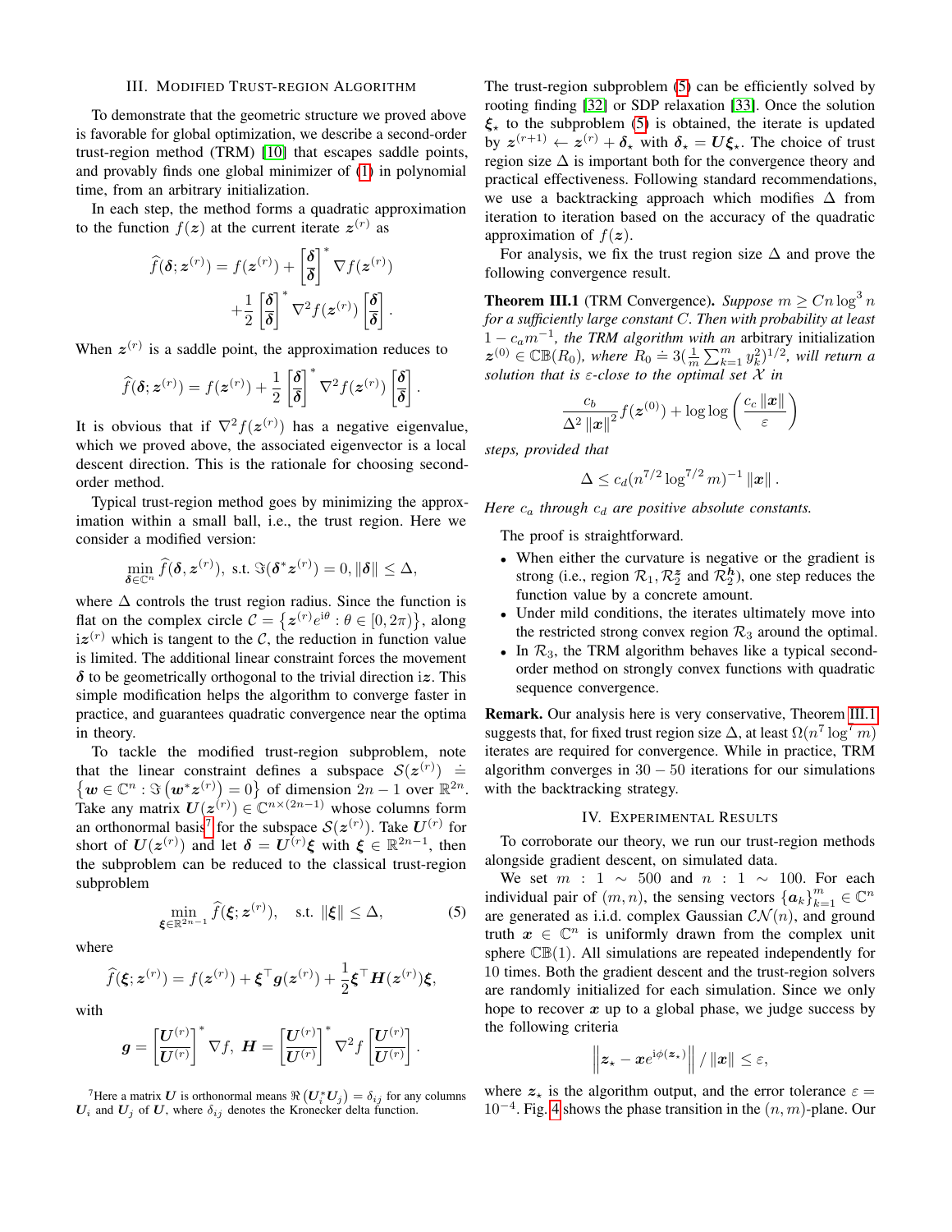## III. Modified Trust-region Algorithm

To demonstrate that the geometric structure we proved above is favorable for global optimization, we describe a second-order trust-region method (TRM) [10] that escapes saddle points, and provably finds one global minimizer of (1) in polynomial time, from an arbitrary initialization.

In each step, the method forms a quadratic approximation to the function $f(\boldsymbol{z})$ at the current iterate $\boldsymbol{z}^{(r)}$ as

$$\widehat{f}(\boldsymbol{\delta};\boldsymbol{z}^{(r)}) = f(\boldsymbol{z}^{(r)}) + \begin{bmatrix}\boldsymbol{\delta}\\ \overline{\boldsymbol{\delta}}\end{bmatrix}^* \nabla f(\boldsymbol{z}^{(r)}) + \frac{1}{2}\begin{bmatrix}\boldsymbol{\delta}\\ \overline{\boldsymbol{\delta}}\end{bmatrix}^* \nabla^2 f(\boldsymbol{z}^{(r)}) \begin{bmatrix}\boldsymbol{\delta}\\ \overline{\boldsymbol{\delta}}\end{bmatrix}.$$

When $\boldsymbol{z}^{(r)}$ is a saddle point, the approximation reduces to

$$\widehat{f}(\boldsymbol{\delta};\boldsymbol{z}^{(r)}) = f(\boldsymbol{z}^{(r)}) + \frac{1}{2}\begin{bmatrix}\boldsymbol{\delta}\\ \overline{\boldsymbol{\delta}}\end{bmatrix}^* \nabla^2 f(\boldsymbol{z}^{(r)}) \begin{bmatrix}\boldsymbol{\delta}\\ \overline{\boldsymbol{\delta}}\end{bmatrix}.$$

It is obvious that if $\nabla^2 f(\boldsymbol{z}^{(r)})$ has a negative eigenvalue, which we proved above, the associated eigenvector is a local descent direction. This is the rationale for choosing second-order method.

Typical trust-region method goes by minimizing the approximation within a small ball, i.e., the trust region. Here we consider a modified version:

$$\min_{\boldsymbol{\delta}\in\mathbb{C}^n} \widehat{f}(\boldsymbol{\delta},\boldsymbol{z}^{(r)}), \text{ s.t. } \Im(\boldsymbol{\delta}^*\boldsymbol{z}^{(r)}) = 0, \|\boldsymbol{\delta}\| \le \Delta,$$

where $\Delta$ controls the trust region radius. Since the function is flat on the complex circle $\mathcal{C} = \{\boldsymbol{z}^{(r)}e^{\mathrm{i}\theta} : \theta \in [0, 2\pi)\}$, along $\mathrm{i}\boldsymbol{z}^{(r)}$ which is tangent to the $\mathcal{C}$, the reduction in function value is limited. The additional linear constraint forces the movement $\boldsymbol{\delta}$ to be geometrically orthogonal to the trivial direction $\mathrm{i}\boldsymbol{z}$. This simple modification helps the algorithm to converge faster in practice, and guarantees quadratic convergence near the optima in theory.

To tackle the modified trust-region subproblem, note that the linear constraint defines a subspace $\mathcal{S}(\boldsymbol{z}^{(r)}) \doteq \{\boldsymbol{w}\in\mathbb{C}^n : \Im(\boldsymbol{w}^*\boldsymbol{z}^{(r)}) = 0\}$ of dimension $2n-1$ over $\mathbb{R}^{2n}$. Take any matrix $\boldsymbol{U}(\boldsymbol{z}^{(r)}) \in \mathbb{C}^{n\times(2n-1)}$ whose columns form an orthonormal basis[7] for the subspace $\mathcal{S}(\boldsymbol{z}^{(r)})$. Take $\boldsymbol{U}^{(r)}$ for short of $\boldsymbol{U}(\boldsymbol{z}^{(r)})$ and let $\boldsymbol{\delta} = \boldsymbol{U}^{(r)}\boldsymbol{\xi}$ with $\boldsymbol{\xi}\in\mathbb{R}^{2n-1}$, then the subproblem can be reduced to the classical trust-region subproblem

$$\min_{\boldsymbol{\xi}\in\mathbb{R}^{2n-1}} \widehat{f}(\boldsymbol{\xi};\boldsymbol{z}^{(r)}), \quad \text{s.t. } \|\boldsymbol{\xi}\| \le \Delta, \tag{5}$$

where

$$\widehat{f}(\boldsymbol{\xi};\boldsymbol{z}^{(r)}) = f(\boldsymbol{z}^{(r)}) + \boldsymbol{\xi}^\top \boldsymbol{g}(\boldsymbol{z}^{(r)}) + \frac{1}{2}\boldsymbol{\xi}^\top \boldsymbol{H}(\boldsymbol{z}^{(r)})\boldsymbol{\xi},$$

with

$$\boldsymbol{g} = \begin{bmatrix}\boldsymbol{U}^{(r)}\\ \overline{\boldsymbol{U}^{(r)}}\end{bmatrix}^* \nabla f, \ \boldsymbol{H} = \begin{bmatrix}\boldsymbol{U}^{(r)}\\ \overline{\boldsymbol{U}^{(r)}}\end{bmatrix}^* \nabla^2 f \begin{bmatrix}\boldsymbol{U}^{(r)}\\ \overline{\boldsymbol{U}^{(r)}}\end{bmatrix}.$$

[7] Here a matrix $\boldsymbol{U}$ is orthonormal means $\Re(\boldsymbol{U}_i^*\boldsymbol{U}_j) = \delta_{ij}$ for any columns $\boldsymbol{U}_i$ and $\boldsymbol{U}_j$ of $\boldsymbol{U}$, where $\delta_{ij}$ denotes the Kronecker delta function.

The trust-region subproblem (5) can be efficiently solved by rooting finding [32] or SDP relaxation [33]. Once the solution $\boldsymbol{\xi}_\star$ to the subproblem (5) is obtained, the iterate is updated by $\boldsymbol{z}^{(r+1)} \leftarrow \boldsymbol{z}^{(r)} + \boldsymbol{\delta}_\star$ with $\boldsymbol{\delta}_\star = \boldsymbol{U}\boldsymbol{\xi}_\star$. The choice of trust region size $\Delta$ is important both for the convergence theory and practical effectiveness. Following standard recommendations, we use a backtracking approach which modifies $\Delta$ from iteration to iteration based on the accuracy of the quadratic approximation of $f(\boldsymbol{z})$.

For analysis, we fix the trust region size $\Delta$ and prove the following convergence result.

**Theorem III.1** (TRM Convergence). *Suppose $m \ge Cn\log^3 n$ for a sufficiently large constant $C$. Then with probability at least $1 - c_a m^{-1}$, the TRM algorithm with an* arbitrary initialization *$\boldsymbol{z}^{(0)} \in \mathbb{CB}(R_0)$, where $R_0 \doteq 3(\frac{1}{m}\sum_{k=1}^m y_k^2)^{1/2}$, will return a solution that is $\varepsilon$-close to the optimal set $\mathcal{X}$ in*

$$\frac{c_b}{\Delta^2\|\boldsymbol{x}\|^2} f(\boldsymbol{z}^{(0)}) + \log\log\left(\frac{c_c\|\boldsymbol{x}\|}{\varepsilon}\right)$$

*steps, provided that*

$$\Delta \le c_d (n^{7/2}\log^{7/2} m)^{-1}\|\boldsymbol{x}\|.$$

*Here $c_a$ through $c_d$ are positive absolute constants.*

The proof is straightforward.

- When either the curvature is negative or the gradient is strong (i.e., region $\mathcal{R}_1, \mathcal{R}_2^{\boldsymbol{z}}$ and $\mathcal{R}_2^{\boldsymbol{h}}$), one step reduces the function value by a concrete amount.
- Under mild conditions, the iterates ultimately move into the restricted strong convex region $\mathcal{R}_3$ around the optimal.
- In $\mathcal{R}_3$, the TRM algorithm behaves like a typical second-order method on strongly convex functions with quadratic sequence convergence.

**Remark.** Our analysis here is very conservative, Theorem III.1 suggests that, for fixed trust region size $\Delta$, at least $\Omega(n^7\log^7 m)$ iterates are required for convergence. While in practice, TRM algorithm converges in $30-50$ iterations for our simulations with the backtracking strategy.

## IV. Experimental Results

To corroborate our theory, we run our trust-region methods alongside gradient descent, on simulated data.

We set $m : 1 \sim 500$ and $n : 1 \sim 100$. For each individual pair of $(m, n)$, the sensing vectors $\{\boldsymbol{a}_k\}_{k=1}^m \in \mathbb{C}^n$ are generated as i.i.d. complex Gaussian $\mathcal{CN}(n)$, and ground truth $\boldsymbol{x}\in\mathbb{C}^n$ is uniformly drawn from the complex unit sphere $\mathbb{CB}(1)$. All simulations are repeated independently for 10 times. Both the gradient descent and the trust-region solvers are randomly initialized for each simulation. Since we only hope to recover $\boldsymbol{x}$ up to a global phase, we judge success by the following criteria

$$\left\|\boldsymbol{z}_\star - \boldsymbol{x}e^{\mathrm{i}\phi(\boldsymbol{z}_\star)}\right\| / \|\boldsymbol{x}\| \le \varepsilon,$$

where $\boldsymbol{z}_\star$ is the algorithm output, and the error tolerance $\varepsilon = 10^{-4}$. Fig. 4 shows the phase transition in the $(n, m)$-plane. Our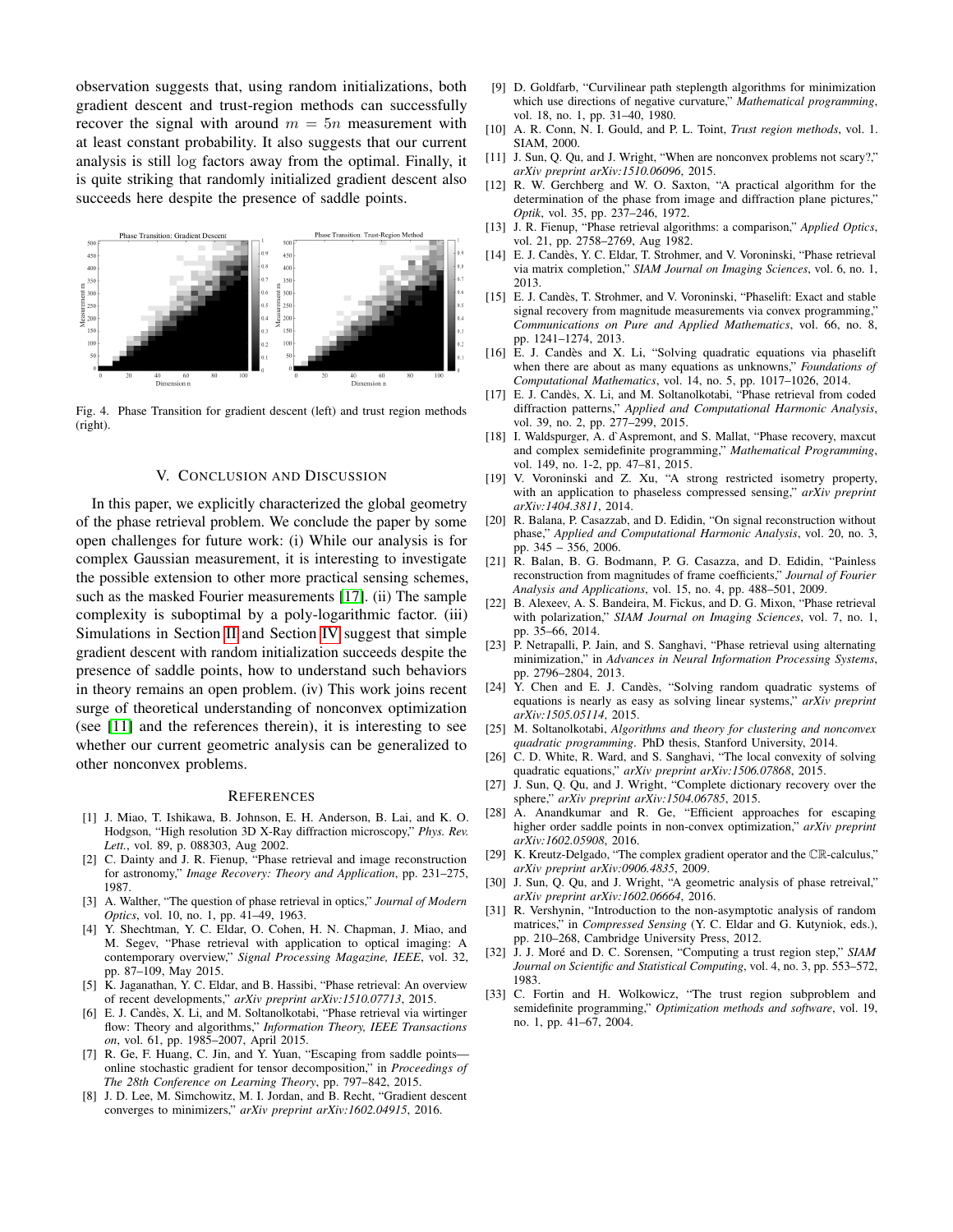observation suggests that, using random initializations, both gradient descent and trust-region methods can successfully recover the signal with around $m = 5n$ measurement with at least constant probability. It also suggests that our current analysis is still $\log$ factors away from the optimal. Finally, it is quite striking that randomly initialized gradient descent also succeeds here despite the presence of saddle points.

Phase Transition: Gradient Descent

Measurement m

Dimension n

Phase Transition: Trust-Region Method

Measurement m

Dimension n

Fig. 4. Phase Transition for gradient descent (left) and trust region methods (right).

## V. Conclusion and Discussion

In this paper, we explicitly characterized the global geometry of the phase retrieval problem. We conclude the paper by some open challenges for future work: (i) While our analysis is for complex Gaussian measurement, it is interesting to investigate the possible extension to other more practical sensing schemes, such as the masked Fourier measurements [17]. (ii) The sample complexity is suboptimal by a poly-logarithmic factor. (iii) Simulations in Section II and Section IV suggest that simple gradient descent with random initialization succeeds despite the presence of saddle points, how to understand such behaviors in theory remains an open problem. (iv) This work joins recent surge of theoretical understanding of nonconvex optimization (see [11] and the references therein), it is interesting to see whether our current geometric analysis can be generalized to other nonconvex problems.

## References

[1] J. Miao, T. Ishikawa, B. Johnson, E. H. Anderson, B. Lai, and K. O. Hodgson, "High resolution 3D X-Ray diffraction microscopy," *Phys. Rev. Lett.*, vol. 89, p. 088303, Aug 2002.

[2] C. Dainty and J. R. Fienup, "Phase retrieval and image reconstruction for astronomy," *Image Recovery: Theory and Application*, pp. 231–275, 1987.

[3] A. Walther, "The question of phase retrieval in optics," *Journal of Modern Optics*, vol. 10, no. 1, pp. 41–49, 1963.

[4] Y. Shechtman, Y. C. Eldar, O. Cohen, H. N. Chapman, J. Miao, and M. Segev, "Phase retrieval with application to optical imaging: A contemporary overview," *Signal Processing Magazine, IEEE*, vol. 32, pp. 87–109, May 2015.

[5] K. Jaganathan, Y. C. Eldar, and B. Hassibi, "Phase retrieval: An overview of recent developments," *arXiv preprint arXiv:1510.07713*, 2015.

[6] E. J. Candès, X. Li, and M. Soltanolkotabi, "Phase retrieval via wirtinger flow: Theory and algorithms," *Information Theory, IEEE Transactions on*, vol. 61, pp. 1985–2007, April 2015.

[7] R. Ge, F. Huang, C. Jin, and Y. Yuan, "Escaping from saddle points—online stochastic gradient for tensor decomposition," in *Proceedings of The 28th Conference on Learning Theory*, pp. 797–842, 2015.

[8] J. D. Lee, M. Simchowitz, M. I. Jordan, and B. Recht, "Gradient descent converges to minimizers," *arXiv preprint arXiv:1602.04915*, 2016.

[9] D. Goldfarb, "Curvilinear path steplength algorithms for minimization which use directions of negative curvature," *Mathematical programming*, vol. 18, no. 1, pp. 31–40, 1980.

[10] A. R. Conn, N. I. Gould, and P. L. Toint, *Trust region methods*, vol. 1. SIAM, 2000.

[11] J. Sun, Q. Qu, and J. Wright, "When are nonconvex problems not scary?," *arXiv preprint arXiv:1510.06096*, 2015.

[12] R. W. Gerchberg and W. O. Saxton, "A practical algorithm for the determination of the phase from image and diffraction plane pictures," *Optik*, vol. 35, pp. 237–246, 1972.

[13] J. R. Fienup, "Phase retrieval algorithms: a comparison," *Applied Optics*, vol. 21, pp. 2758–2769, Aug 1982.

[14] E. J. Candès, Y. C. Eldar, T. Strohmer, and V. Voroninski, "Phase retrieval via matrix completion," *SIAM Journal on Imaging Sciences*, vol. 6, no. 1, 2013.

[15] E. J. Candès, T. Strohmer, and V. Voroninski, "Phaselift: Exact and stable signal recovery from magnitude measurements via convex programming," *Communications on Pure and Applied Mathematics*, vol. 66, no. 8, pp. 1241–1274, 2013.

[16] E. J. Candès and X. Li, "Solving quadratic equations via phaselift when there are about as many equations as unknowns," *Foundations of Computational Mathematics*, vol. 14, no. 5, pp. 1017–1026, 2014.

[17] E. J. Candès, X. Li, and M. Soltanolkotabi, "Phase retrieval from coded diffraction patterns," *Applied and Computational Harmonic Analysis*, vol. 39, no. 2, pp. 277–299, 2015.

[18] I. Waldspurger, A. d`Aspremont, and S. Mallat, "Phase recovery, maxcut and complex semidefinite programming," *Mathematical Programming*, vol. 149, no. 1-2, pp. 47–81, 2015.

[19] V. Voroninski and Z. Xu, "A strong restricted isometry property, with an application to phaseless compressed sensing," *arXiv preprint arXiv:1404.3811*, 2014.

[20] R. Balana, P. Casazzab, and D. Edidin, "On signal reconstruction without phase," *Applied and Computational Harmonic Analysis*, vol. 20, no. 3, pp. 345 – 356, 2006.

[21] R. Balan, B. G. Bodmann, P. G. Casazza, and D. Edidin, "Painless reconstruction from magnitudes of frame coefficients," *Journal of Fourier Analysis and Applications*, vol. 15, no. 4, pp. 488–501, 2009.

[22] B. Alexeev, A. S. Bandeira, M. Fickus, and D. G. Mixon, "Phase retrieval with polarization," *SIAM Journal on Imaging Sciences*, vol. 7, no. 1, pp. 35–66, 2014.

[23] P. Netrapalli, P. Jain, and S. Sanghavi, "Phase retrieval using alternating minimization," in *Advances in Neural Information Processing Systems*, pp. 2796–2804, 2013.

[24] Y. Chen and E. J. Candès, "Solving random quadratic systems of equations is nearly as easy as solving linear systems," *arXiv preprint arXiv:1505.05114*, 2015.

[25] M. Soltanolkotabi, *Algorithms and theory for clustering and nonconvex quadratic programming*. PhD thesis, Stanford University, 2014.

[26] C. D. White, R. Ward, and S. Sanghavi, "The local convexity of solving quadratic equations," *arXiv preprint arXiv:1506.07868*, 2015.

[27] J. Sun, Q. Qu, and J. Wright, "Complete dictionary recovery over the sphere," *arXiv preprint arXiv:1504.06785*, 2015.

[28] A. Anandkumar and R. Ge, "Efficient approaches for escaping higher order saddle points in non-convex optimization," *arXiv preprint arXiv:1602.05908*, 2016.

[29] K. Kreutz-Delgado, "The complex gradient operator and the $\mathbb{CR}$-calculus," *arXiv preprint arXiv:0906.4835*, 2009.

[30] J. Sun, Q. Qu, and J. Wright, "A geometric analysis of phase retreival," *arXiv preprint arXiv:1602.06664*, 2016.

[31] R. Vershynin, "Introduction to the non-asymptotic analysis of random matrices," in *Compressed Sensing* (Y. C. Eldar and G. Kutyniok, eds.), pp. 210–268, Cambridge University Press, 2012.

[32] J. J. Moré and D. C. Sorensen, "Computing a trust region step," *SIAM Journal on Scientific and Statistical Computing*, vol. 4, no. 3, pp. 553–572, 1983.

[33] C. Fortin and H. Wolkowicz, "The trust region subproblem and semidefinite programming," *Optimization methods and software*, vol. 19, no. 1, pp. 41–67, 2004.